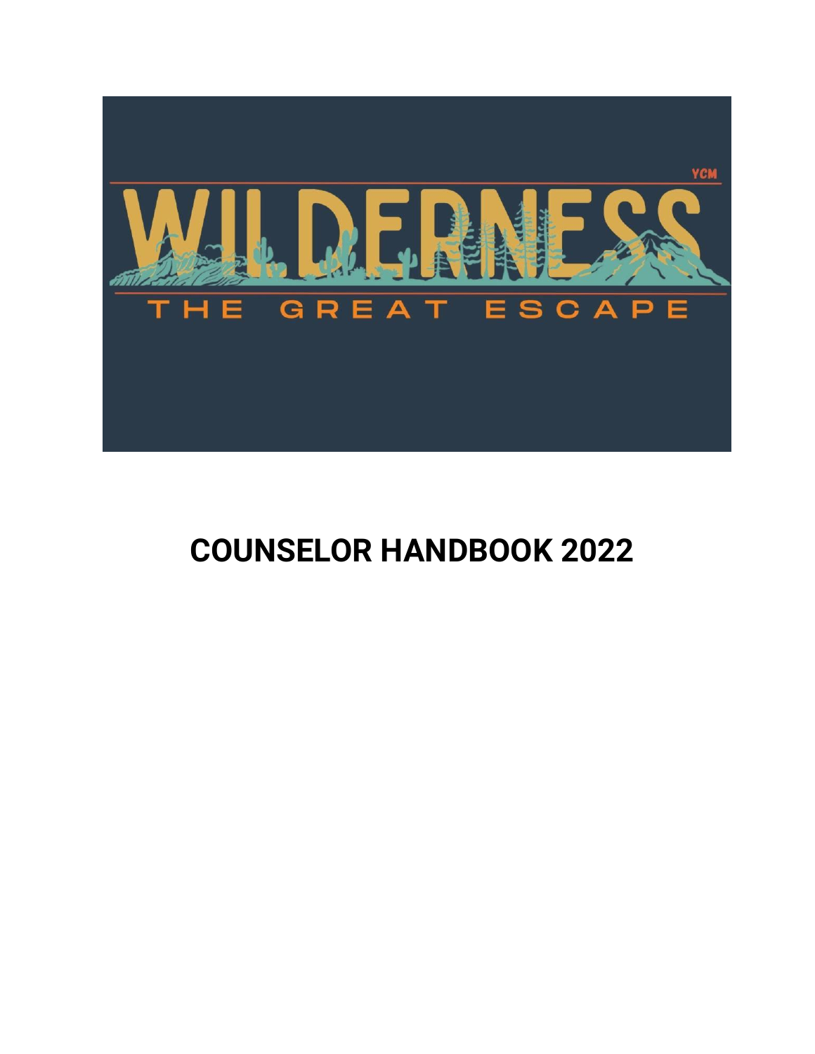YCM

WILDERNESS

THE GREAT ESCAPE

# COUNSELOR HANDBOOK 2022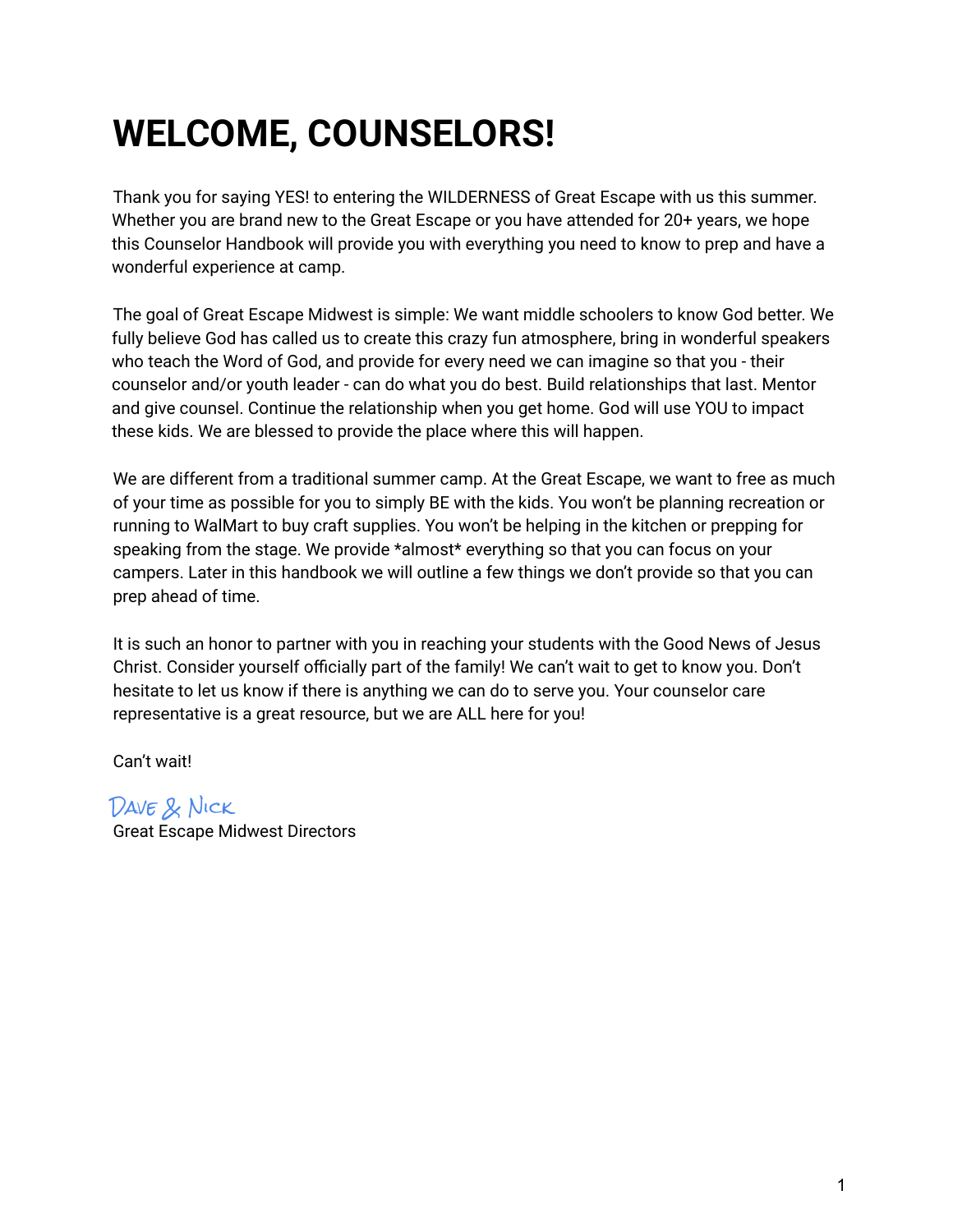# WELCOME, COUNSELORS!

Thank you for saying YES! to entering the WILDERNESS of Great Escape with us this summer. Whether you are brand new to the Great Escape or you have attended for 20+ years, we hope this Counselor Handbook will provide you with everything you need to know to prep and have a wonderful experience at camp.

The goal of Great Escape Midwest is simple: We want middle schoolers to know God better. We fully believe God has called us to create this crazy fun atmosphere, bring in wonderful speakers who teach the Word of God, and provide for every need we can imagine so that you - their counselor and/or youth leader - can do what you do best. Build relationships that last. Mentor and give counsel. Continue the relationship when you get home. God will use YOU to impact these kids. We are blessed to provide the place where this will happen.

We are different from a traditional summer camp. At the Great Escape, we want to free as much of your time as possible for you to simply BE with the kids. You won't be planning recreation or running to WalMart to buy craft supplies. You won't be helping in the kitchen or prepping for speaking from the stage. We provide *almost* everything so that you can focus on your campers. Later in this handbook we will outline a few things we don't provide so that you can prep ahead of time.

It is such an honor to partner with you in reaching your students with the Good News of Jesus Christ. Consider yourself officially part of the family! We can't wait to get to know you. Don't hesitate to let us know if there is anything we can do to serve you. Your counselor care representative is a great resource, but we are ALL here for you!

Can't wait!

Dave & Nick
Great Escape Midwest Directors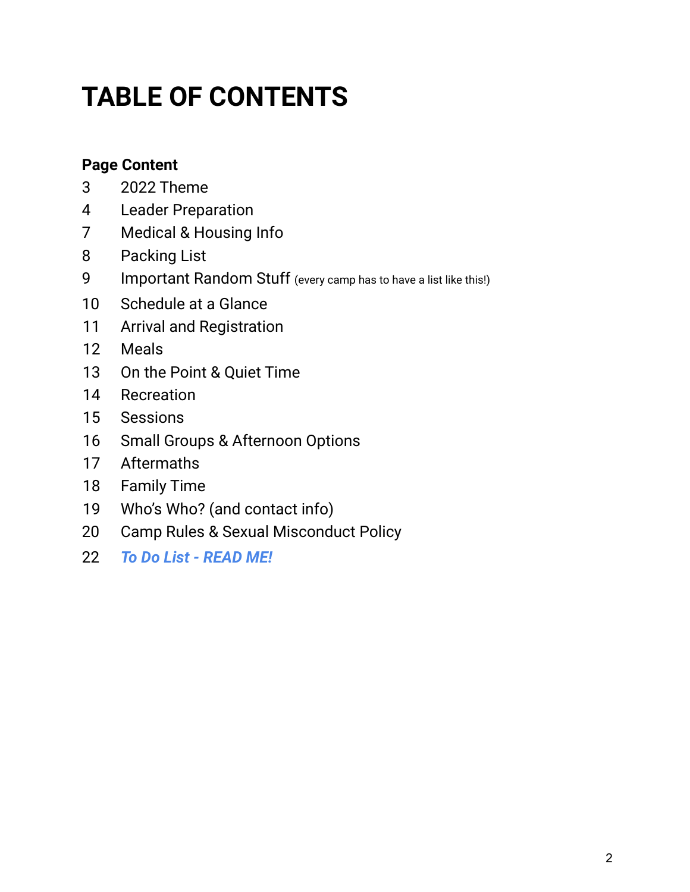# TABLE OF CONTENTS

| Page | Content |
| --- | --- |
| 3 | 2022 Theme |
| 4 | Leader Preparation |
| 7 | Medical & Housing Info |
| 8 | Packing List |
| 9 | Important Random Stuff (every camp has to have a list like this!) |
| 10 | Schedule at a Glance |
| 11 | Arrival and Registration |
| 12 | Meals |
| 13 | On the Point & Quiet Time |
| 14 | Recreation |
| 15 | Sessions |
| 16 | Small Groups & Afternoon Options |
| 17 | Aftermaths |
| 18 | Family Time |
| 19 | Who's Who? (and contact info) |
| 20 | Camp Rules & Sexual Misconduct Policy |
| 22 | ***To Do List - READ ME!*** |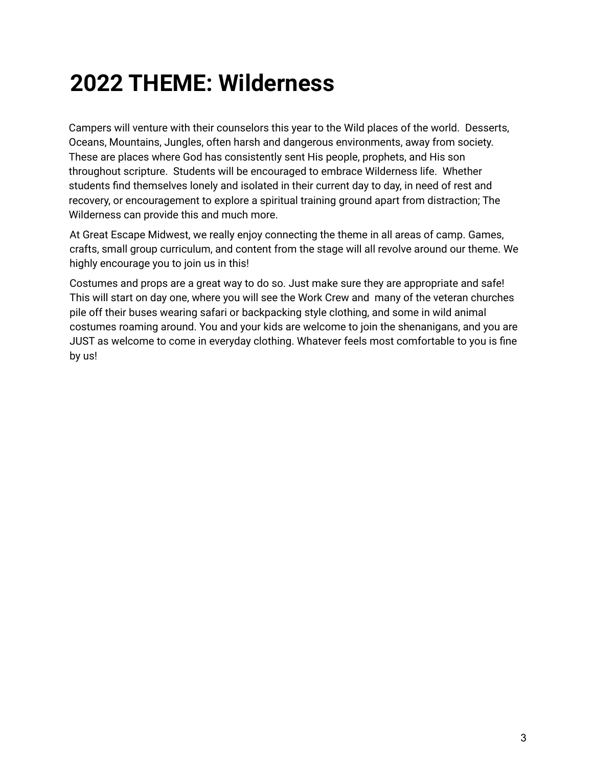# 2022 THEME: Wilderness

Campers will venture with their counselors this year to the Wild places of the world. Desserts, Oceans, Mountains, Jungles, often harsh and dangerous environments, away from society. These are places where God has consistently sent His people, prophets, and His son throughout scripture. Students will be encouraged to embrace Wilderness life. Whether students find themselves lonely and isolated in their current day to day, in need of rest and recovery, or encouragement to explore a spiritual training ground apart from distraction; The Wilderness can provide this and much more.

At Great Escape Midwest, we really enjoy connecting the theme in all areas of camp. Games, crafts, small group curriculum, and content from the stage will all revolve around our theme. We highly encourage you to join us in this!

Costumes and props are a great way to do so. Just make sure they are appropriate and safe! This will start on day one, where you will see the Work Crew and many of the veteran churches pile off their buses wearing safari or backpacking style clothing, and some in wild animal costumes roaming around. You and your kids are welcome to join the shenanigans, and you are JUST as welcome to come in everyday clothing. Whatever feels most comfortable to you is fine by us!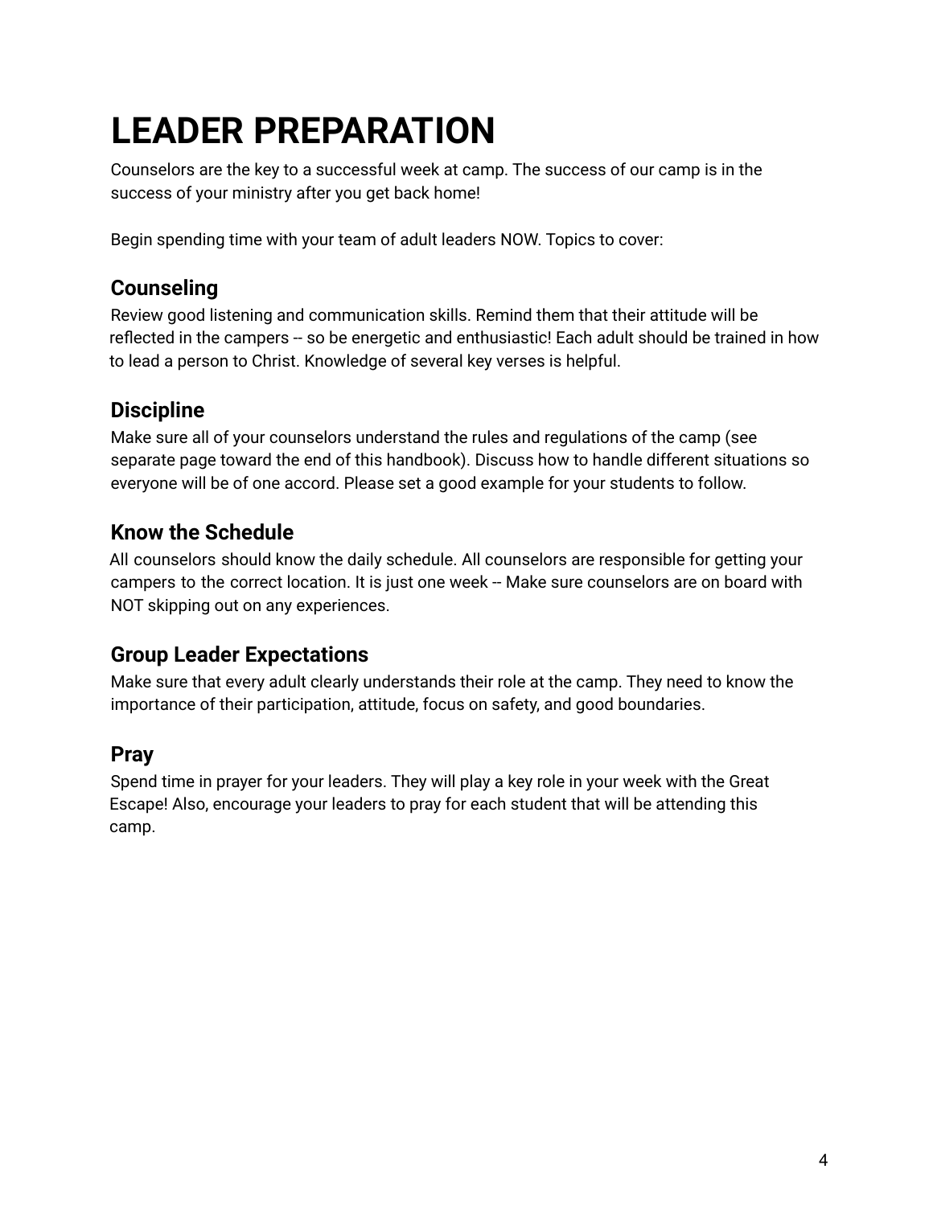# LEADER PREPARATION

Counselors are the key to a successful week at camp. The success of our camp is in the success of your ministry after you get back home!

Begin spending time with your team of adult leaders NOW. Topics to cover:

## Counseling

Review good listening and communication skills. Remind them that their attitude will be reflected in the campers -- so be energetic and enthusiastic! Each adult should be trained in how to lead a person to Christ. Knowledge of several key verses is helpful.

## Discipline

Make sure all of your counselors understand the rules and regulations of the camp (see separate page toward the end of this handbook). Discuss how to handle different situations so everyone will be of one accord. Please set a good example for your students to follow.

## Know the Schedule

All counselors should know the daily schedule. All counselors are responsible for getting your campers to the correct location. It is just one week -- Make sure counselors are on board with NOT skipping out on any experiences.

## Group Leader Expectations

Make sure that every adult clearly understands their role at the camp. They need to know the importance of their participation, attitude, focus on safety, and good boundaries.

## Pray

Spend time in prayer for your leaders. They will play a key role in your week with the Great Escape! Also, encourage your leaders to pray for each student that will be attending this camp.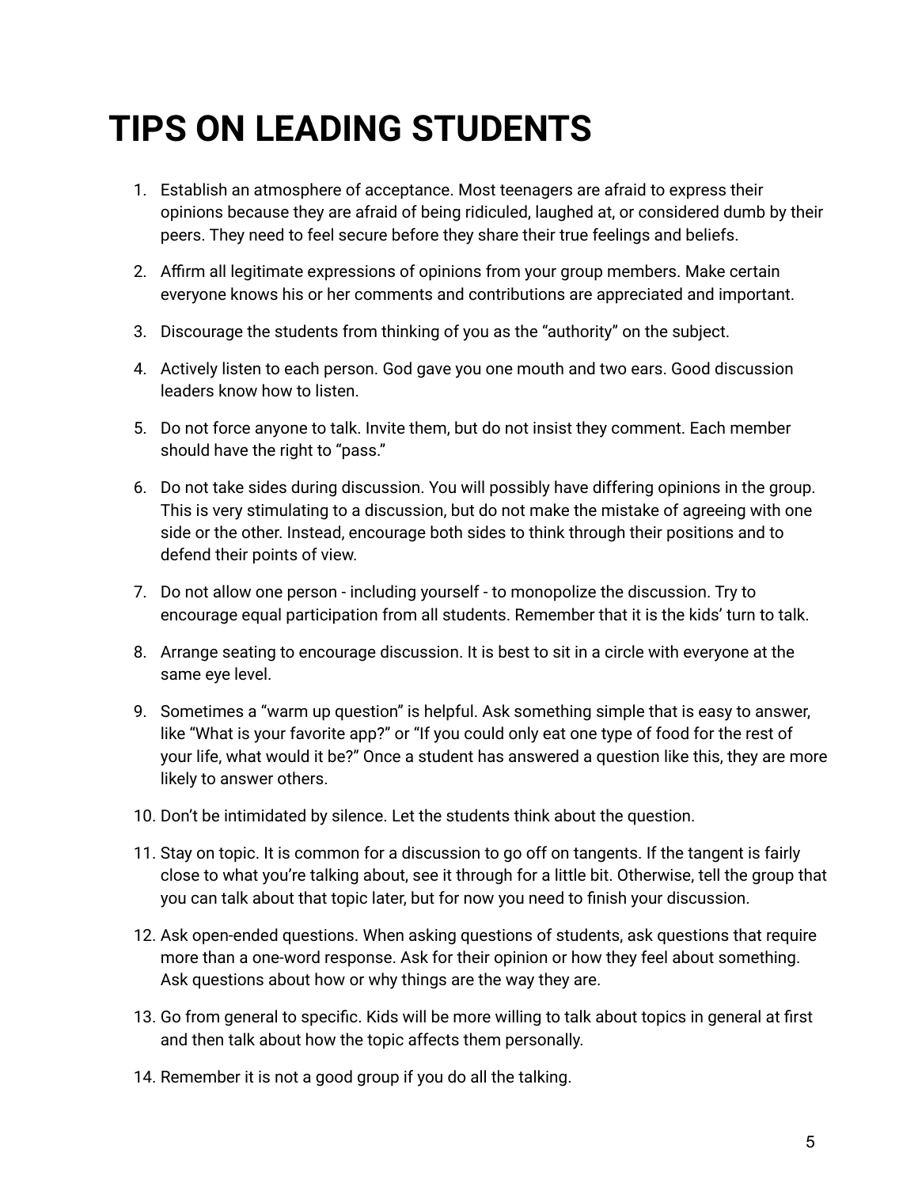# TIPS ON LEADING STUDENTS

1. Establish an atmosphere of acceptance. Most teenagers are afraid to express their opinions because they are afraid of being ridiculed, laughed at, or considered dumb by their peers. They need to feel secure before they share their true feelings and beliefs.
2. Affirm all legitimate expressions of opinions from your group members. Make certain everyone knows his or her comments and contributions are appreciated and important.
3. Discourage the students from thinking of you as the "authority" on the subject.
4. Actively listen to each person. God gave you one mouth and two ears. Good discussion leaders know how to listen.
5. Do not force anyone to talk. Invite them, but do not insist they comment. Each member should have the right to "pass."
6. Do not take sides during discussion. You will possibly have differing opinions in the group. This is very stimulating to a discussion, but do not make the mistake of agreeing with one side or the other. Instead, encourage both sides to think through their positions and to defend their points of view.
7. Do not allow one person - including yourself - to monopolize the discussion. Try to encourage equal participation from all students. Remember that it is the kids' turn to talk.
8. Arrange seating to encourage discussion. It is best to sit in a circle with everyone at the same eye level.
9. Sometimes a "warm up question" is helpful. Ask something simple that is easy to answer, like "What is your favorite app?" or "If you could only eat one type of food for the rest of your life, what would it be?" Once a student has answered a question like this, they are more likely to answer others.
10. Don't be intimidated by silence. Let the students think about the question.
11. Stay on topic. It is common for a discussion to go off on tangents. If the tangent is fairly close to what you're talking about, see it through for a little bit. Otherwise, tell the group that you can talk about that topic later, but for now you need to finish your discussion.
12. Ask open-ended questions. When asking questions of students, ask questions that require more than a one-word response. Ask for their opinion or how they feel about something. Ask questions about how or why things are the way they are.
13. Go from general to specific. Kids will be more willing to talk about topics in general at first and then talk about how the topic affects them personally.
14. Remember it is not a good group if you do all the talking.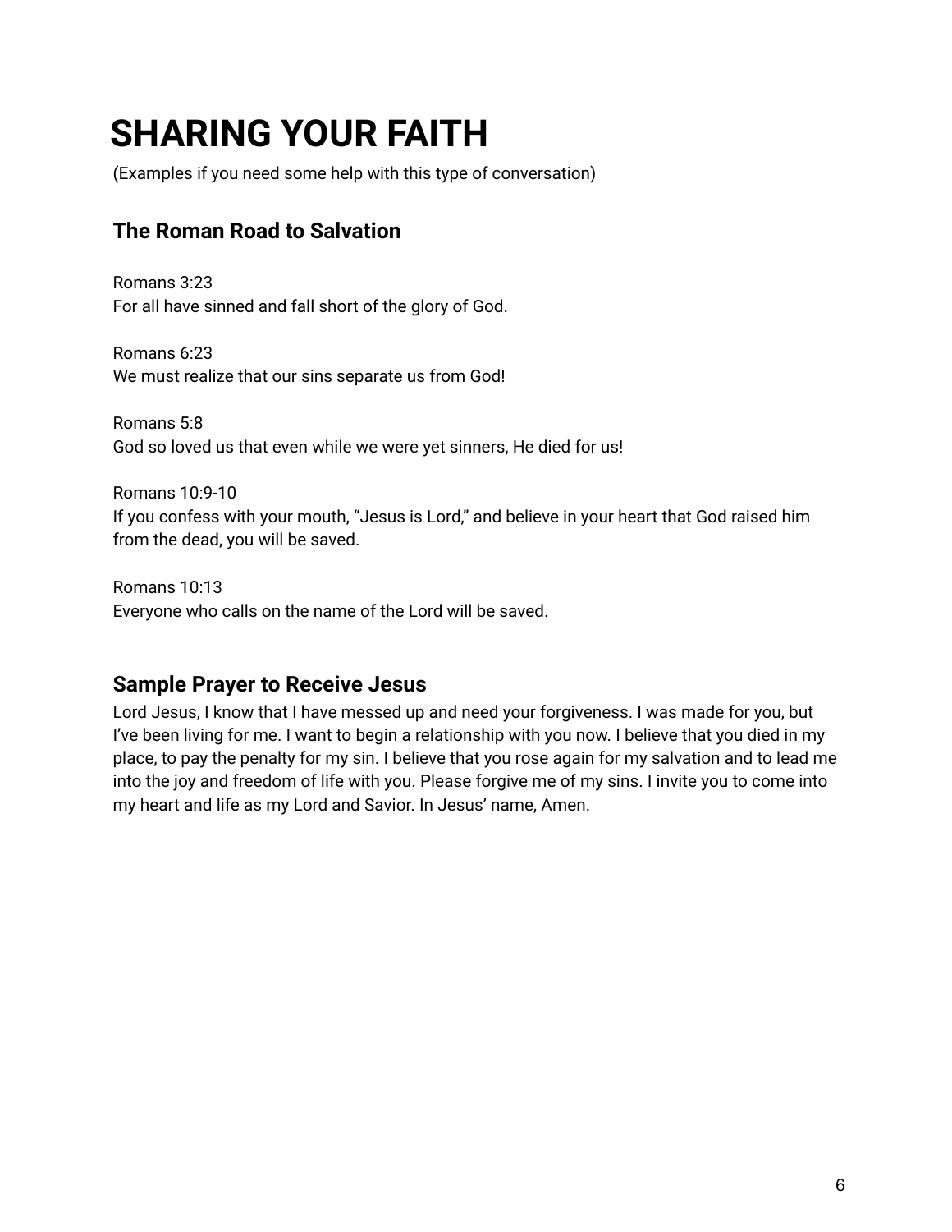# SHARING YOUR FAITH

(Examples if you need some help with this type of conversation)

## The Roman Road to Salvation

Romans 3:23
For all have sinned and fall short of the glory of God.

Romans 6:23
We must realize that our sins separate us from God!

Romans 5:8
God so loved us that even while we were yet sinners, He died for us!

Romans 10:9-10
If you confess with your mouth, “Jesus is Lord,” and believe in your heart that God raised him from the dead, you will be saved.

Romans 10:13
Everyone who calls on the name of the Lord will be saved.

## Sample Prayer to Receive Jesus

Lord Jesus, I know that I have messed up and need your forgiveness. I was made for you, but I’ve been living for me. I want to begin a relationship with you now. I believe that you died in my place, to pay the penalty for my sin. I believe that you rose again for my salvation and to lead me into the joy and freedom of life with you. Please forgive me of my sins. I invite you to come into my heart and life as my Lord and Savior. In Jesus’ name, Amen.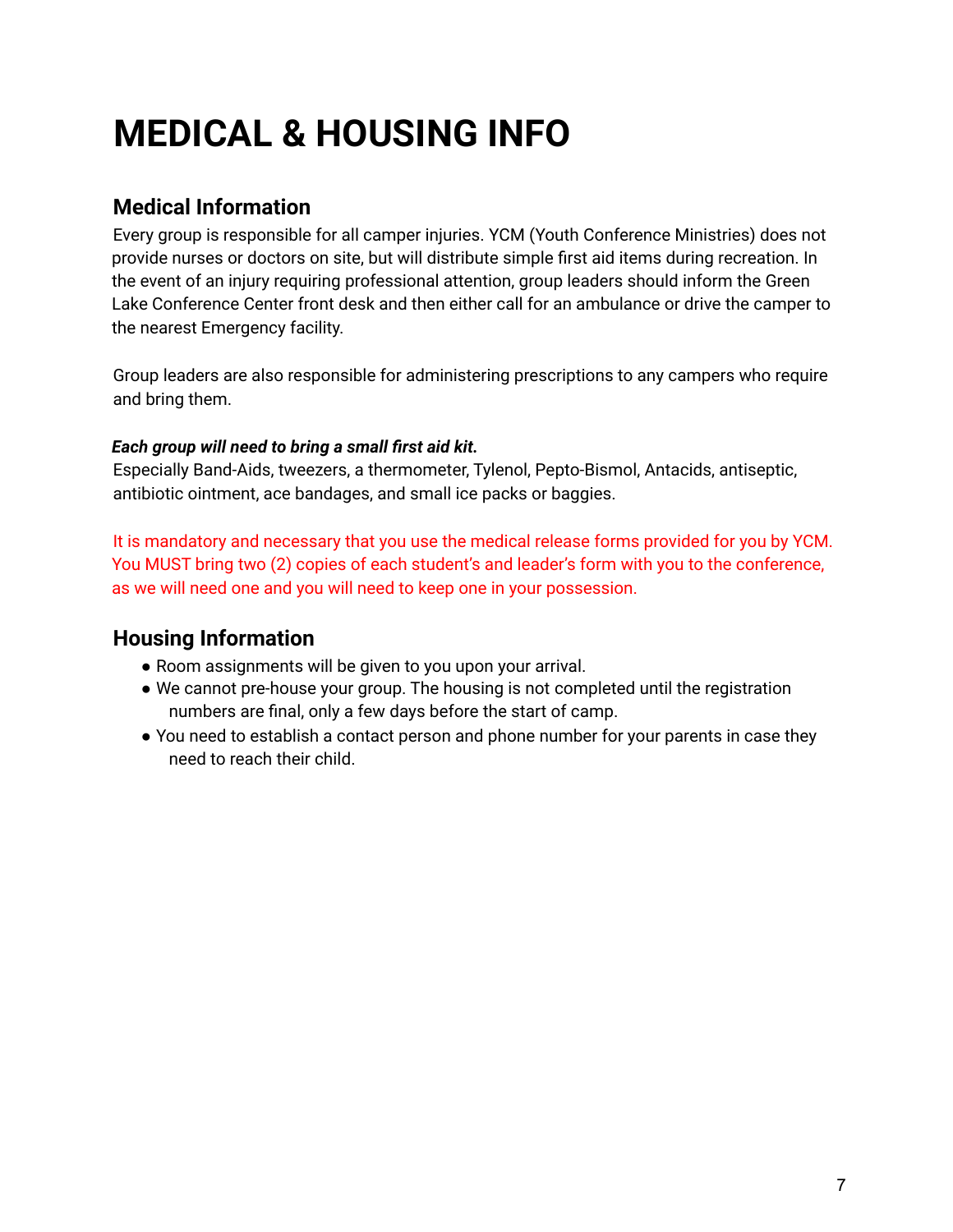# MEDICAL & HOUSING INFO

## Medical Information

Every group is responsible for all camper injuries. YCM (Youth Conference Ministries) does not provide nurses or doctors on site, but will distribute simple first aid items during recreation. In the event of an injury requiring professional attention, group leaders should inform the Green Lake Conference Center front desk and then either call for an ambulance or drive the camper to the nearest Emergency facility.

Group leaders are also responsible for administering prescriptions to any campers who require and bring them.

***Each group will need to bring a small first aid kit.***
Especially Band-Aids, tweezers, a thermometer, Tylenol, Pepto-Bismol, Antacids, antiseptic, antibiotic ointment, ace bandages, and small ice packs or baggies.

It is mandatory and necessary that you use the medical release forms provided for you by YCM. You MUST bring two (2) copies of each student's and leader's form with you to the conference, as we will need one and you will need to keep one in your possession.

## Housing Information

- Room assignments will be given to you upon your arrival.
- We cannot pre-house your group. The housing is not completed until the registration numbers are final, only a few days before the start of camp.
- You need to establish a contact person and phone number for your parents in case they need to reach their child.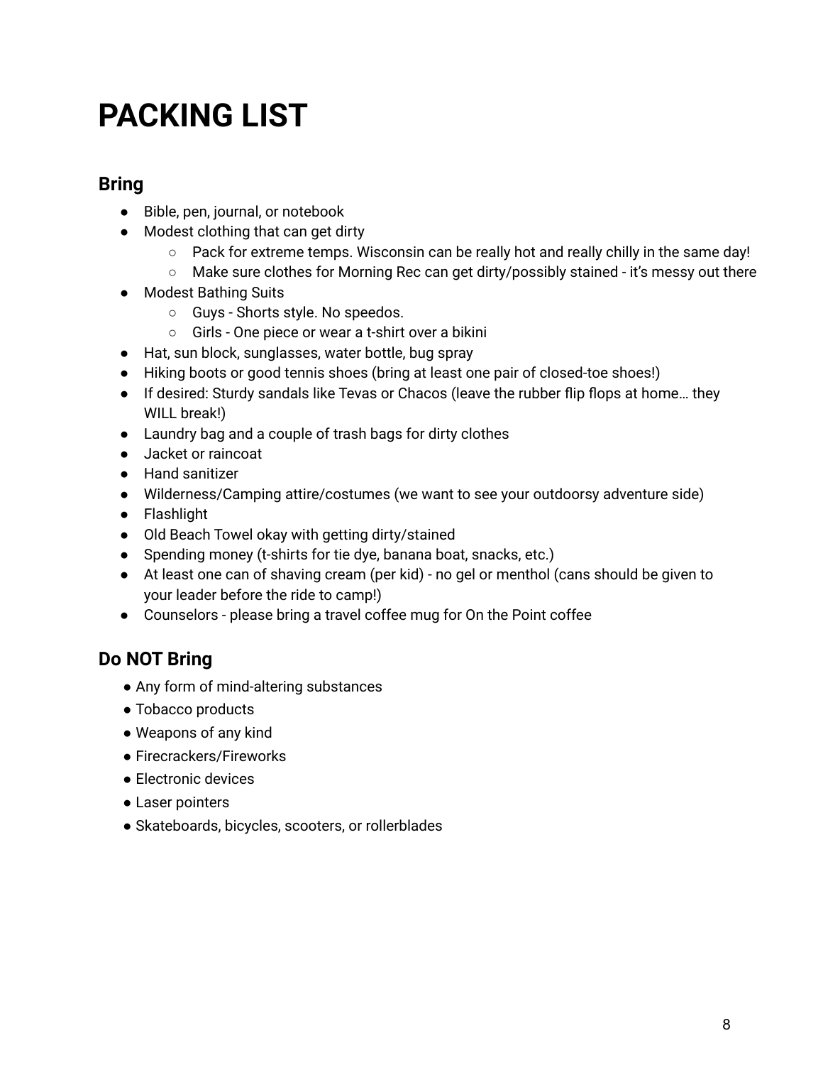# PACKING LIST

## Bring

- Bible, pen, journal, or notebook
- Modest clothing that can get dirty
  - Pack for extreme temps. Wisconsin can be really hot and really chilly in the same day!
  - Make sure clothes for Morning Rec can get dirty/possibly stained - it's messy out there
- Modest Bathing Suits
  - Guys - Shorts style. No speedos.
  - Girls - One piece or wear a t-shirt over a bikini
- Hat, sun block, sunglasses, water bottle, bug spray
- Hiking boots or good tennis shoes (bring at least one pair of closed-toe shoes!)
- If desired: Sturdy sandals like Tevas or Chacos (leave the rubber flip flops at home… they WILL break!)
- Laundry bag and a couple of trash bags for dirty clothes
- Jacket or raincoat
- Hand sanitizer
- Wilderness/Camping attire/costumes (we want to see your outdoorsy adventure side)
- Flashlight
- Old Beach Towel okay with getting dirty/stained
- Spending money (t-shirts for tie dye, banana boat, snacks, etc.)
- At least one can of shaving cream (per kid) - no gel or menthol (cans should be given to your leader before the ride to camp!)
- Counselors - please bring a travel coffee mug for On the Point coffee

## Do NOT Bring

- Any form of mind-altering substances
- Tobacco products
- Weapons of any kind
- Firecrackers/Fireworks
- Electronic devices
- Laser pointers
- Skateboards, bicycles, scooters, or rollerblades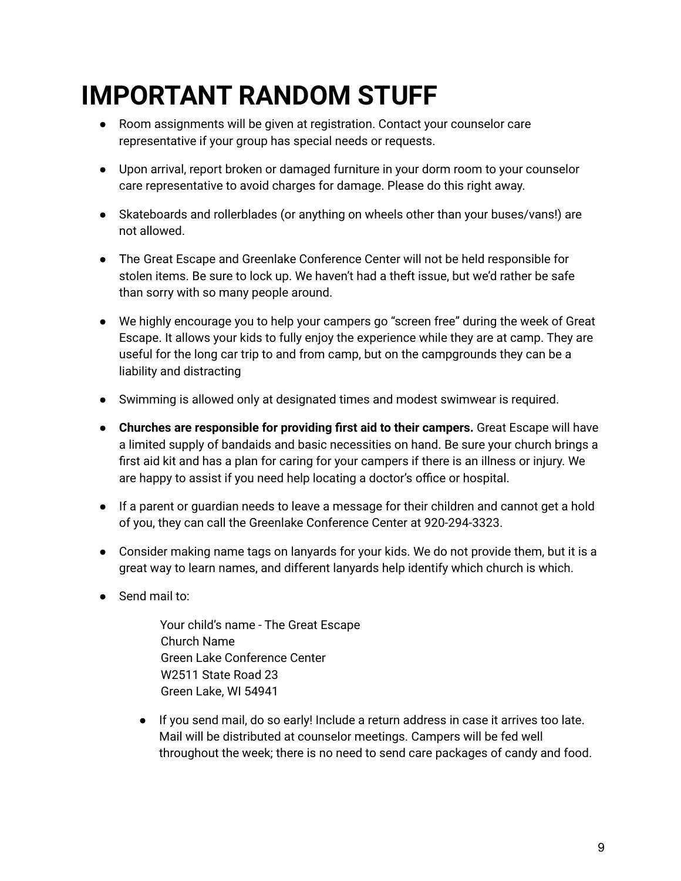# IMPORTANT RANDOM STUFF

- Room assignments will be given at registration. Contact your counselor care representative if your group has special needs or requests.
- Upon arrival, report broken or damaged furniture in your dorm room to your counselor care representative to avoid charges for damage. Please do this right away.
- Skateboards and rollerblades (or anything on wheels other than your buses/vans!) are not allowed.
- The Great Escape and Greenlake Conference Center will not be held responsible for stolen items. Be sure to lock up. We haven't had a theft issue, but we'd rather be safe than sorry with so many people around.
- We highly encourage you to help your campers go "screen free" during the week of Great Escape. It allows your kids to fully enjoy the experience while they are at camp. They are useful for the long car trip to and from camp, but on the campgrounds they can be a liability and distracting
- Swimming is allowed only at designated times and modest swimwear is required.
- **Churches are responsible for providing first aid to their campers.** Great Escape will have a limited supply of bandaids and basic necessities on hand. Be sure your church brings a first aid kit and has a plan for caring for your campers if there is an illness or injury. We are happy to assist if you need help locating a doctor's office or hospital.
- If a parent or guardian needs to leave a message for their children and cannot get a hold of you, they can call the Greenlake Conference Center at 920-294-3323.
- Consider making name tags on lanyards for your kids. We do not provide them, but it is a great way to learn names, and different lanyards help identify which church is which.
- Send mail to:

  Your child's name - The Great Escape
  Church Name
  Green Lake Conference Center
  W2511 State Road 23
  Green Lake, WI 54941

  - If you send mail, do so early! Include a return address in case it arrives too late. Mail will be distributed at counselor meetings. Campers will be fed well throughout the week; there is no need to send care packages of candy and food.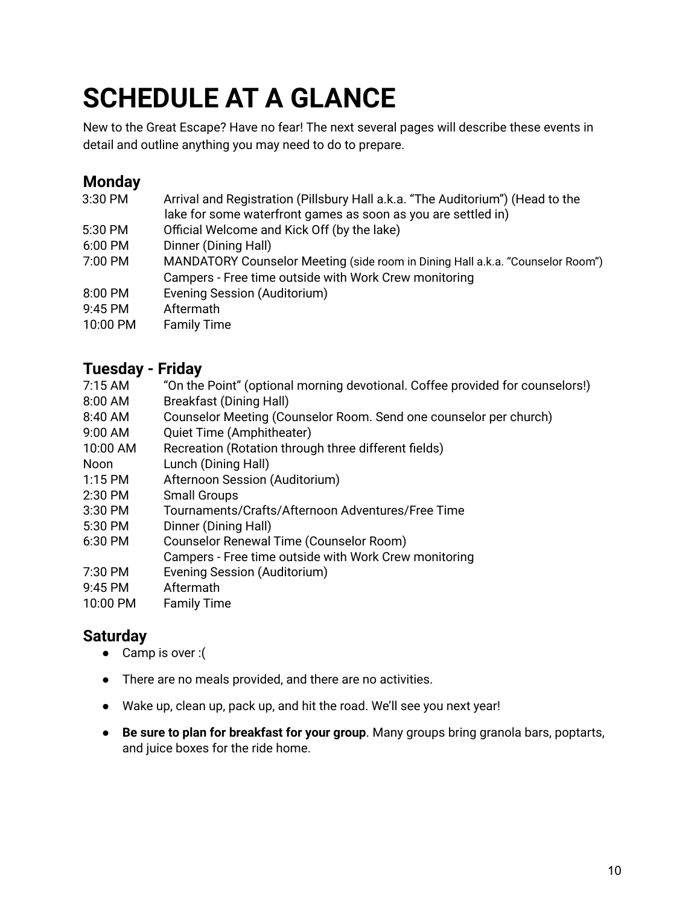# SCHEDULE AT A GLANCE

New to the Great Escape? Have no fear! The next several pages will describe these events in detail and outline anything you may need to do to prepare.

## Monday

| | |
|---|---|
| 3:30 PM | Arrival and Registration (Pillsbury Hall a.k.a. "The Auditorium") (Head to the lake for some waterfront games as soon as you are settled in) |
| 5:30 PM | Official Welcome and Kick Off (by the lake) |
| 6:00 PM | Dinner (Dining Hall) |
| 7:00 PM | MANDATORY Counselor Meeting (side room in Dining Hall a.k.a. "Counselor Room")<br>Campers - Free time outside with Work Crew monitoring |
| 8:00 PM | Evening Session (Auditorium) |
| 9:45 PM | Aftermath |
| 10:00 PM | Family Time |

## Tuesday - Friday

| | |
|---|---|
| 7:15 AM | "On the Point" (optional morning devotional. Coffee provided for counselors!) |
| 8:00 AM | Breakfast (Dining Hall) |
| 8:40 AM | Counselor Meeting (Counselor Room. Send one counselor per church) |
| 9:00 AM | Quiet Time (Amphitheater) |
| 10:00 AM | Recreation (Rotation through three different fields) |
| Noon | Lunch (Dining Hall) |
| 1:15 PM | Afternoon Session (Auditorium) |
| 2:30 PM | Small Groups |
| 3:30 PM | Tournaments/Crafts/Afternoon Adventures/Free Time |
| 5:30 PM | Dinner (Dining Hall) |
| 6:30 PM | Counselor Renewal Time (Counselor Room)<br>Campers - Free time outside with Work Crew monitoring |
| 7:30 PM | Evening Session (Auditorium) |
| 9:45 PM | Aftermath |
| 10:00 PM | Family Time |

## Saturday

- Camp is over :(
- There are no meals provided, and there are no activities.
- Wake up, clean up, pack up, and hit the road. We'll see you next year!
- **Be sure to plan for breakfast for your group**. Many groups bring granola bars, poptarts, and juice boxes for the ride home.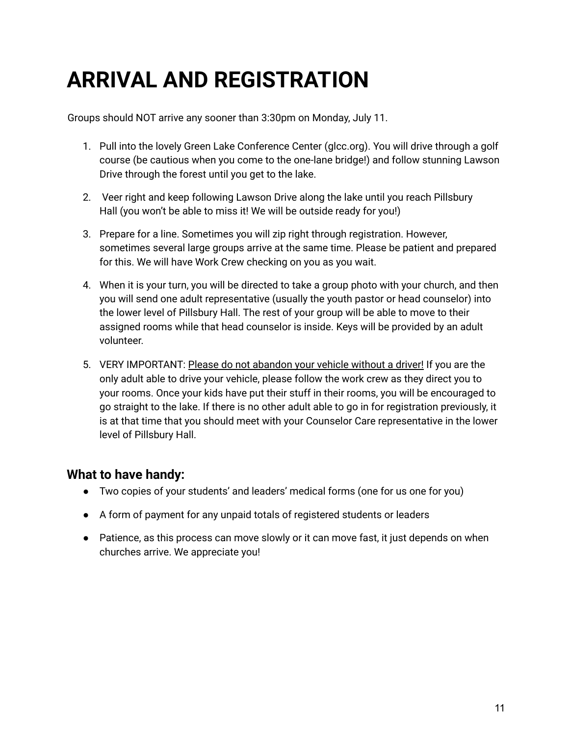# ARRIVAL AND REGISTRATION

Groups should NOT arrive any sooner than 3:30pm on Monday, July 11.

1. Pull into the lovely Green Lake Conference Center (glcc.org). You will drive through a golf course (be cautious when you come to the one-lane bridge!) and follow stunning Lawson Drive through the forest until you get to the lake.

2. Veer right and keep following Lawson Drive along the lake until you reach Pillsbury Hall (you won't be able to miss it! We will be outside ready for you!)

3. Prepare for a line. Sometimes you will zip right through registration. However, sometimes several large groups arrive at the same time. Please be patient and prepared for this. We will have Work Crew checking on you as you wait.

4. When it is your turn, you will be directed to take a group photo with your church, and then you will send one adult representative (usually the youth pastor or head counselor) into the lower level of Pillsbury Hall. The rest of your group will be able to move to their assigned rooms while that head counselor is inside. Keys will be provided by an adult volunteer.

5. VERY IMPORTANT: <u>Please do not abandon your vehicle without a driver!</u> If you are the only adult able to drive your vehicle, please follow the work crew as they direct you to your rooms. Once your kids have put their stuff in their rooms, you will be encouraged to go straight to the lake. If there is no other adult able to go in for registration previously, it is at that time that you should meet with your Counselor Care representative in the lower level of Pillsbury Hall.

## What to have handy:

- Two copies of your students' and leaders' medical forms (one for us one for you)
- A form of payment for any unpaid totals of registered students or leaders
- Patience, as this process can move slowly or it can move fast, it just depends on when churches arrive. We appreciate you!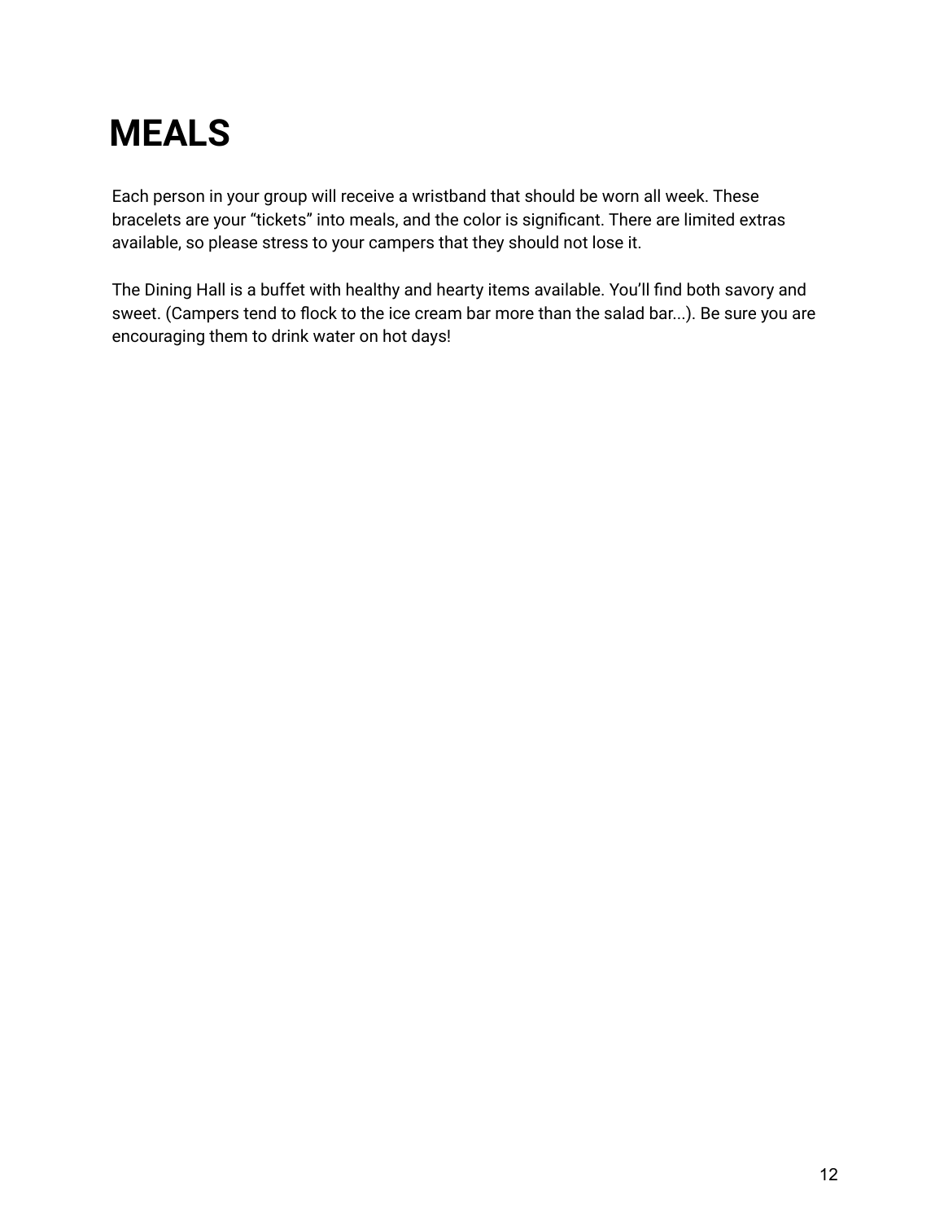# MEALS

Each person in your group will receive a wristband that should be worn all week. These bracelets are your "tickets" into meals, and the color is significant. There are limited extras available, so please stress to your campers that they should not lose it.

The Dining Hall is a buffet with healthy and hearty items available. You'll find both savory and sweet. (Campers tend to flock to the ice cream bar more than the salad bar...). Be sure you are encouraging them to drink water on hot days!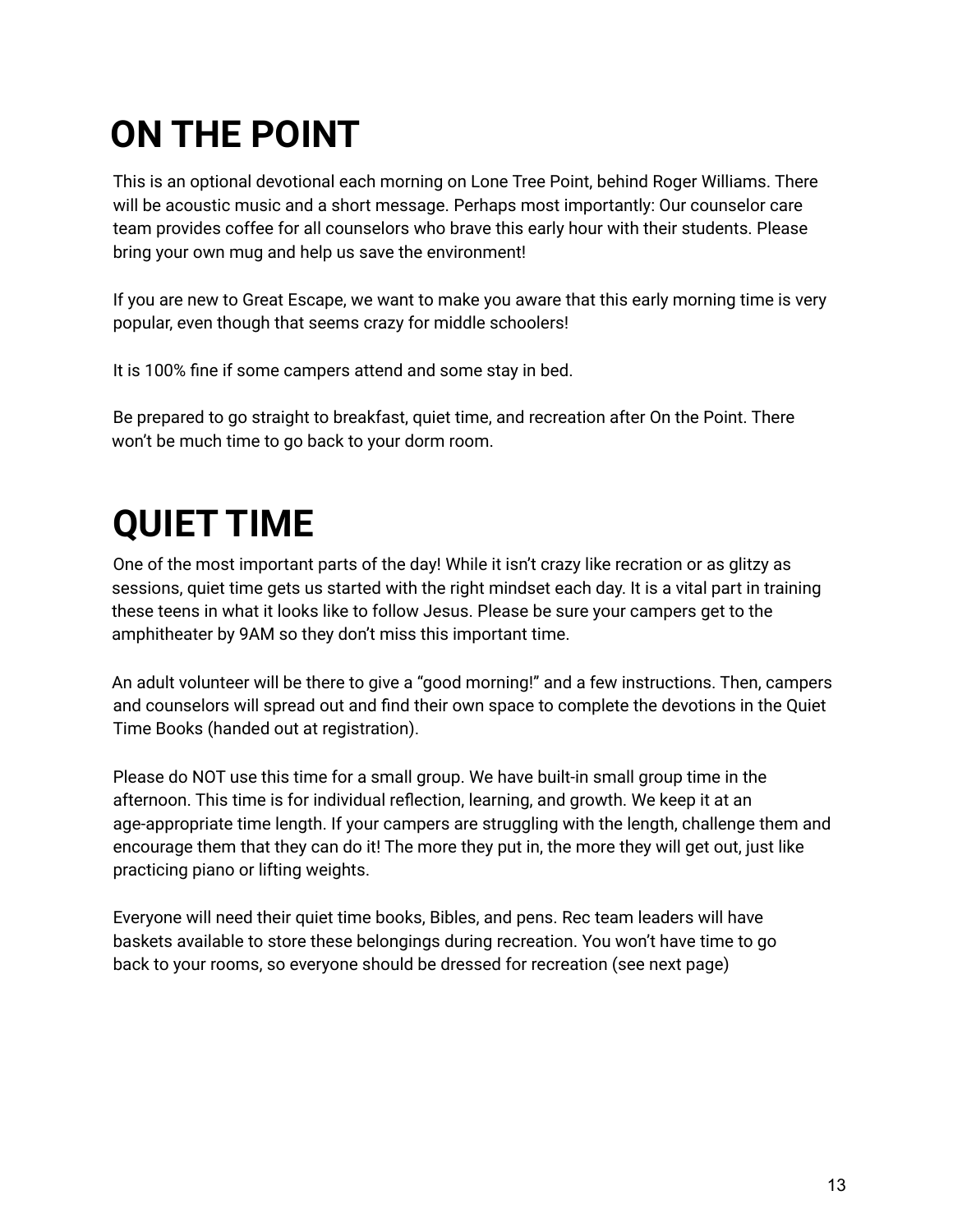# ON THE POINT

This is an optional devotional each morning on Lone Tree Point, behind Roger Williams. There will be acoustic music and a short message. Perhaps most importantly: Our counselor care team provides coffee for all counselors who brave this early hour with their students. Please bring your own mug and help us save the environment!

If you are new to Great Escape, we want to make you aware that this early morning time is very popular, even though that seems crazy for middle schoolers!

It is 100% fine if some campers attend and some stay in bed.

Be prepared to go straight to breakfast, quiet time, and recreation after On the Point. There won't be much time to go back to your dorm room.

# QUIET TIME

One of the most important parts of the day! While it isn't crazy like recration or as glitzy as sessions, quiet time gets us started with the right mindset each day. It is a vital part in training these teens in what it looks like to follow Jesus. Please be sure your campers get to the amphitheater by 9AM so they don't miss this important time.

An adult volunteer will be there to give a "good morning!" and a few instructions. Then, campers and counselors will spread out and find their own space to complete the devotions in the Quiet Time Books (handed out at registration).

Please do NOT use this time for a small group. We have built-in small group time in the afternoon. This time is for individual reflection, learning, and growth. We keep it at an age-appropriate time length. If your campers are struggling with the length, challenge them and encourage them that they can do it! The more they put in, the more they will get out, just like practicing piano or lifting weights.

Everyone will need their quiet time books, Bibles, and pens. Rec team leaders will have baskets available to store these belongings during recreation. You won't have time to go back to your rooms, so everyone should be dressed for recreation (see next page)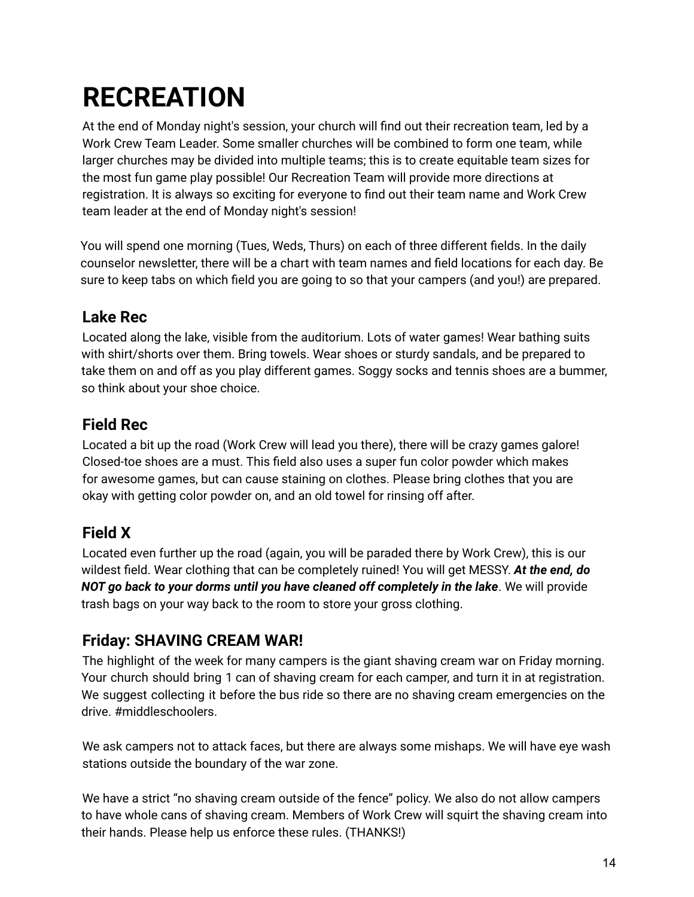# RECREATION

At the end of Monday night's session, your church will find out their recreation team, led by a Work Crew Team Leader. Some smaller churches will be combined to form one team, while larger churches may be divided into multiple teams; this is to create equitable team sizes for the most fun game play possible! Our Recreation Team will provide more directions at registration. It is always so exciting for everyone to find out their team name and Work Crew team leader at the end of Monday night's session!

You will spend one morning (Tues, Weds, Thurs) on each of three different fields. In the daily counselor newsletter, there will be a chart with team names and field locations for each day. Be sure to keep tabs on which field you are going to so that your campers (and you!) are prepared.

## Lake Rec

Located along the lake, visible from the auditorium. Lots of water games! Wear bathing suits with shirt/shorts over them. Bring towels. Wear shoes or sturdy sandals, and be prepared to take them on and off as you play different games. Soggy socks and tennis shoes are a bummer, so think about your shoe choice.

## Field Rec

Located a bit up the road (Work Crew will lead you there), there will be crazy games galore! Closed-toe shoes are a must. This field also uses a super fun color powder which makes for awesome games, but can cause staining on clothes. Please bring clothes that you are okay with getting color powder on, and an old towel for rinsing off after.

## Field X

Located even further up the road (again, you will be paraded there by Work Crew), this is our wildest field. Wear clothing that can be completely ruined! You will get MESSY. ***At the end, do NOT go back to your dorms until you have cleaned off completely in the lake***. We will provide trash bags on your way back to the room to store your gross clothing.

## Friday: SHAVING CREAM WAR!

The highlight of the week for many campers is the giant shaving cream war on Friday morning. Your church should bring 1 can of shaving cream for each camper, and turn it in at registration. We suggest collecting it before the bus ride so there are no shaving cream emergencies on the drive. #middleschoolers.

We ask campers not to attack faces, but there are always some mishaps. We will have eye wash stations outside the boundary of the war zone.

We have a strict "no shaving cream outside of the fence" policy. We also do not allow campers to have whole cans of shaving cream. Members of Work Crew will squirt the shaving cream into their hands. Please help us enforce these rules. (THANKS!)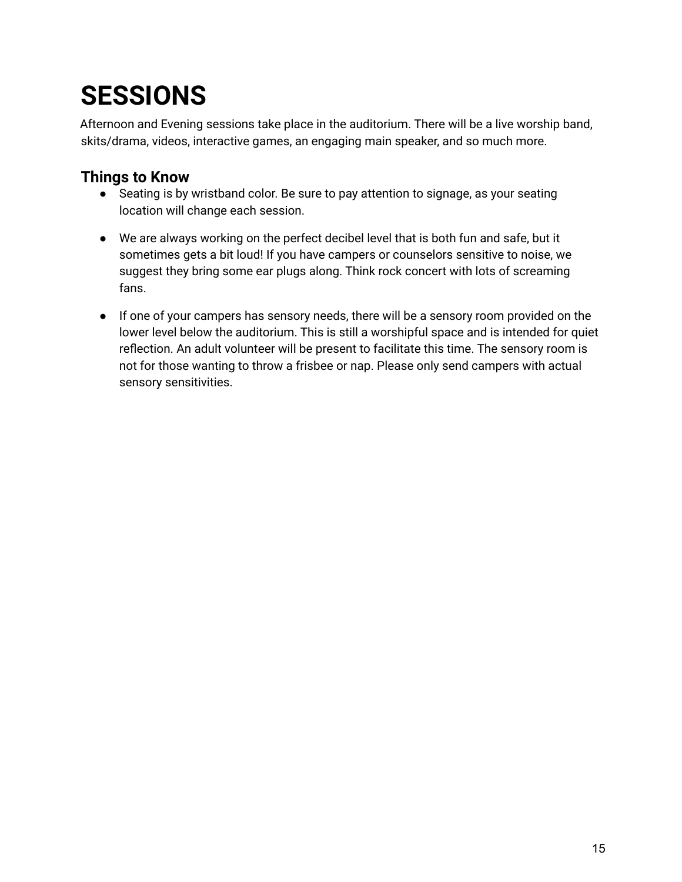# SESSIONS

Afternoon and Evening sessions take place in the auditorium. There will be a live worship band, skits/drama, videos, interactive games, an engaging main speaker, and so much more.

## Things to Know

- Seating is by wristband color. Be sure to pay attention to signage, as your seating location will change each session.
- We are always working on the perfect decibel level that is both fun and safe, but it sometimes gets a bit loud! If you have campers or counselors sensitive to noise, we suggest they bring some ear plugs along. Think rock concert with lots of screaming fans.
- If one of your campers has sensory needs, there will be a sensory room provided on the lower level below the auditorium. This is still a worshipful space and is intended for quiet reflection. An adult volunteer will be present to facilitate this time. The sensory room is not for those wanting to throw a frisbee or nap. Please only send campers with actual sensory sensitivities.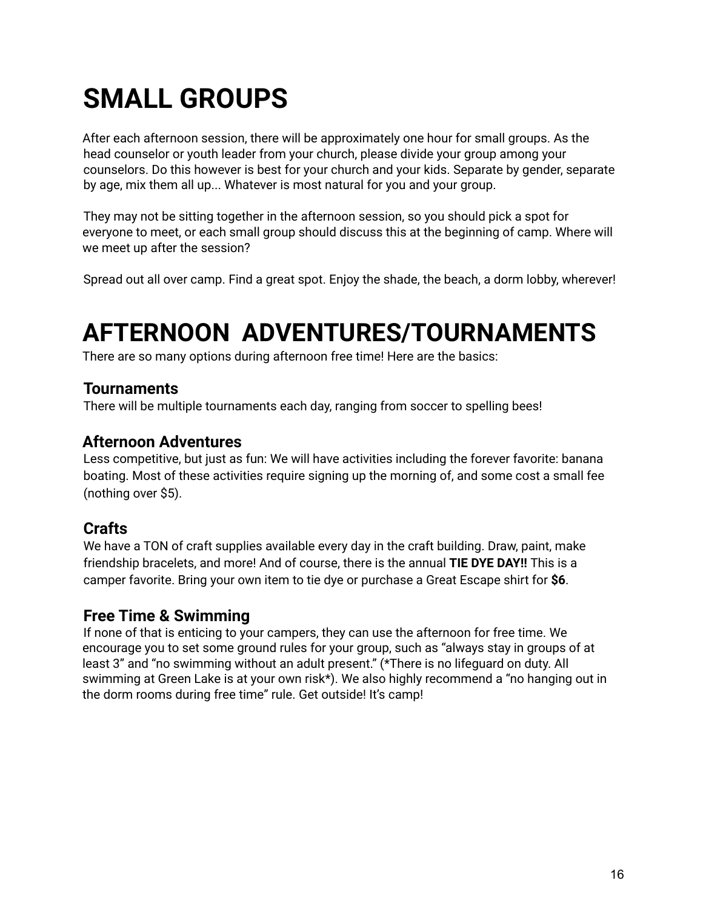# SMALL GROUPS

After each afternoon session, there will be approximately one hour for small groups. As the head counselor or youth leader from your church, please divide your group among your counselors. Do this however is best for your church and your kids. Separate by gender, separate by age, mix them all up... Whatever is most natural for you and your group.

They may not be sitting together in the afternoon session, so you should pick a spot for everyone to meet, or each small group should discuss this at the beginning of camp. Where will we meet up after the session?

Spread out all over camp. Find a great spot. Enjoy the shade, the beach, a dorm lobby, wherever!

# AFTERNOON ADVENTURES/TOURNAMENTS

There are so many options during afternoon free time! Here are the basics:

### Tournaments

There will be multiple tournaments each day, ranging from soccer to spelling bees!

### Afternoon Adventures

Less competitive, but just as fun: We will have activities including the forever favorite: banana boating. Most of these activities require signing up the morning of, and some cost a small fee (nothing over $5).

### Crafts

We have a TON of craft supplies available every day in the craft building. Draw, paint, make friendship bracelets, and more! And of course, there is the annual **TIE DYE DAY!!** This is a camper favorite. Bring your own item to tie dye or purchase a Great Escape shirt for **$6**.

### Free Time & Swimming

If none of that is enticing to your campers, they can use the afternoon for free time. We encourage you to set some ground rules for your group, such as "always stay in groups of at least 3" and "no swimming without an adult present." (*There is no lifeguard on duty. All swimming at Green Lake is at your own risk*). We also highly recommend a "no hanging out in the dorm rooms during free time" rule. Get outside! It's camp!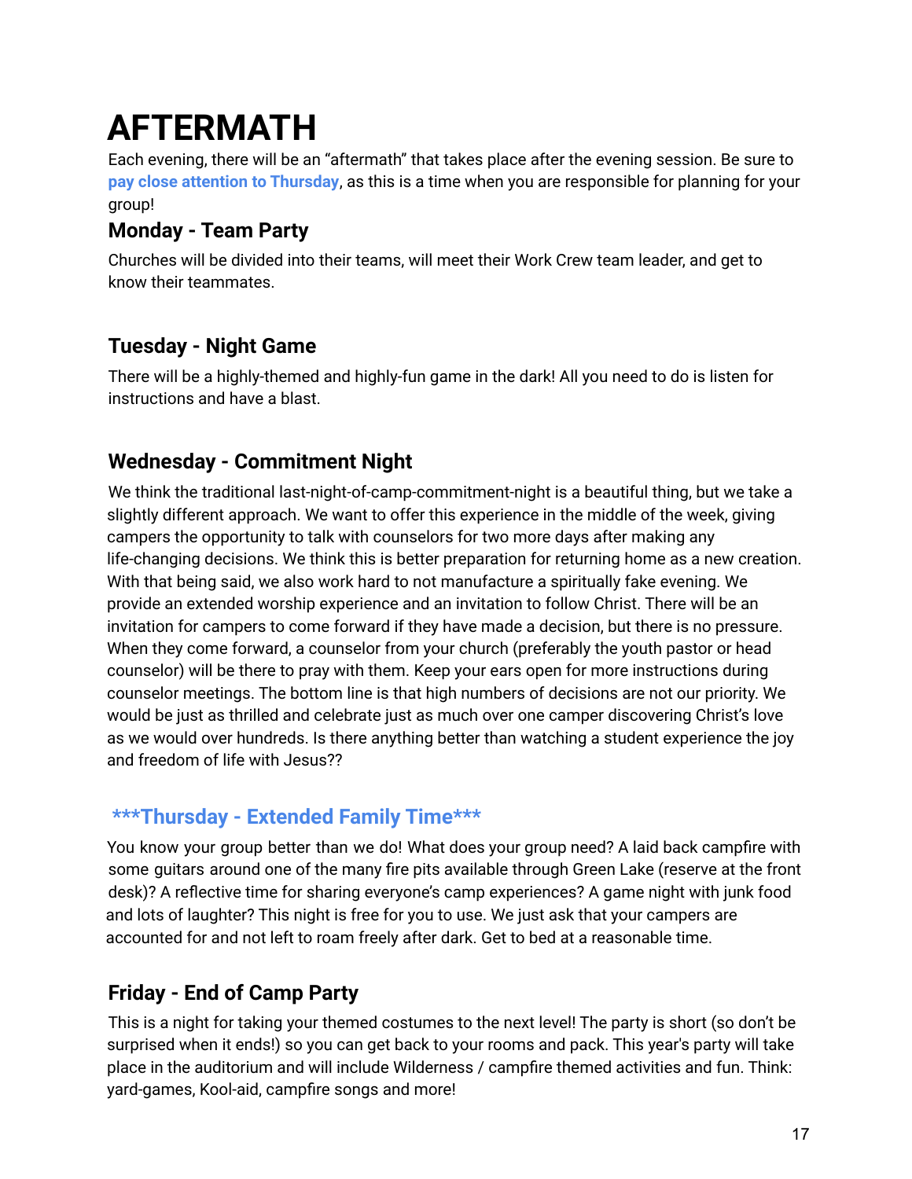# AFTERMATH

Each evening, there will be an "aftermath" that takes place after the evening session. Be sure to **pay close attention to Thursday**, as this is a time when you are responsible for planning for your group!

### Monday - Team Party

Churches will be divided into their teams, will meet their Work Crew team leader, and get to know their teammates.

### Tuesday - Night Game

There will be a highly-themed and highly-fun game in the dark! All you need to do is listen for instructions and have a blast.

### Wednesday - Commitment Night

We think the traditional last-night-of-camp-commitment-night is a beautiful thing, but we take a slightly different approach. We want to offer this experience in the middle of the week, giving campers the opportunity to talk with counselors for two more days after making any life-changing decisions. We think this is better preparation for returning home as a new creation. With that being said, we also work hard to not manufacture a spiritually fake evening. We provide an extended worship experience and an invitation to follow Christ. There will be an invitation for campers to come forward if they have made a decision, but there is no pressure. When they come forward, a counselor from your church (preferably the youth pastor or head counselor) will be there to pray with them. Keep your ears open for more instructions during counselor meetings. The bottom line is that high numbers of decisions are not our priority. We would be just as thrilled and celebrate just as much over one camper discovering Christ's love as we would over hundreds. Is there anything better than watching a student experience the joy and freedom of life with Jesus??

### ***Thursday - Extended Family Time***

You know your group better than we do! What does your group need? A laid back campfire with some guitars around one of the many fire pits available through Green Lake (reserve at the front desk)? A reflective time for sharing everyone's camp experiences? A game night with junk food and lots of laughter? This night is free for you to use. We just ask that your campers are accounted for and not left to roam freely after dark. Get to bed at a reasonable time.

### Friday - End of Camp Party

This is a night for taking your themed costumes to the next level! The party is short (so don't be surprised when it ends!) so you can get back to your rooms and pack. This year's party will take place in the auditorium and will include Wilderness / campfire themed activities and fun. Think: yard-games, Kool-aid, campfire songs and more!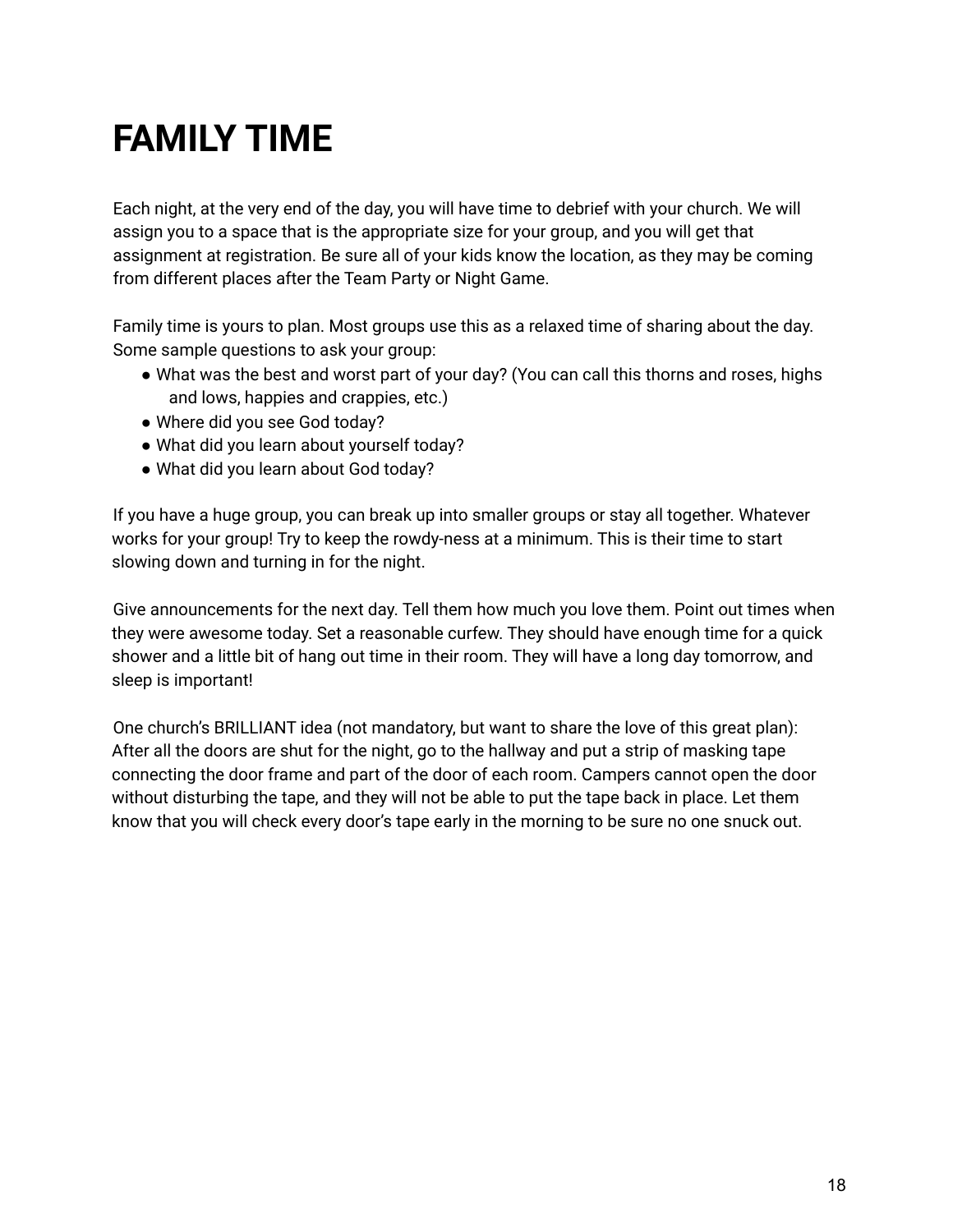# FAMILY TIME

Each night, at the very end of the day, you will have time to debrief with your church. We will assign you to a space that is the appropriate size for your group, and you will get that assignment at registration. Be sure all of your kids know the location, as they may be coming from different places after the Team Party or Night Game.

Family time is yours to plan. Most groups use this as a relaxed time of sharing about the day. Some sample questions to ask your group:

- What was the best and worst part of your day? (You can call this thorns and roses, highs and lows, happies and crappies, etc.)
- Where did you see God today?
- What did you learn about yourself today?
- What did you learn about God today?

If you have a huge group, you can break up into smaller groups or stay all together. Whatever works for your group! Try to keep the rowdy-ness at a minimum. This is their time to start slowing down and turning in for the night.

Give announcements for the next day. Tell them how much you love them. Point out times when they were awesome today. Set a reasonable curfew. They should have enough time for a quick shower and a little bit of hang out time in their room. They will have a long day tomorrow, and sleep is important!

One church's BRILLIANT idea (not mandatory, but want to share the love of this great plan): After all the doors are shut for the night, go to the hallway and put a strip of masking tape connecting the door frame and part of the door of each room. Campers cannot open the door without disturbing the tape, and they will not be able to put the tape back in place. Let them know that you will check every door's tape early in the morning to be sure no one snuck out.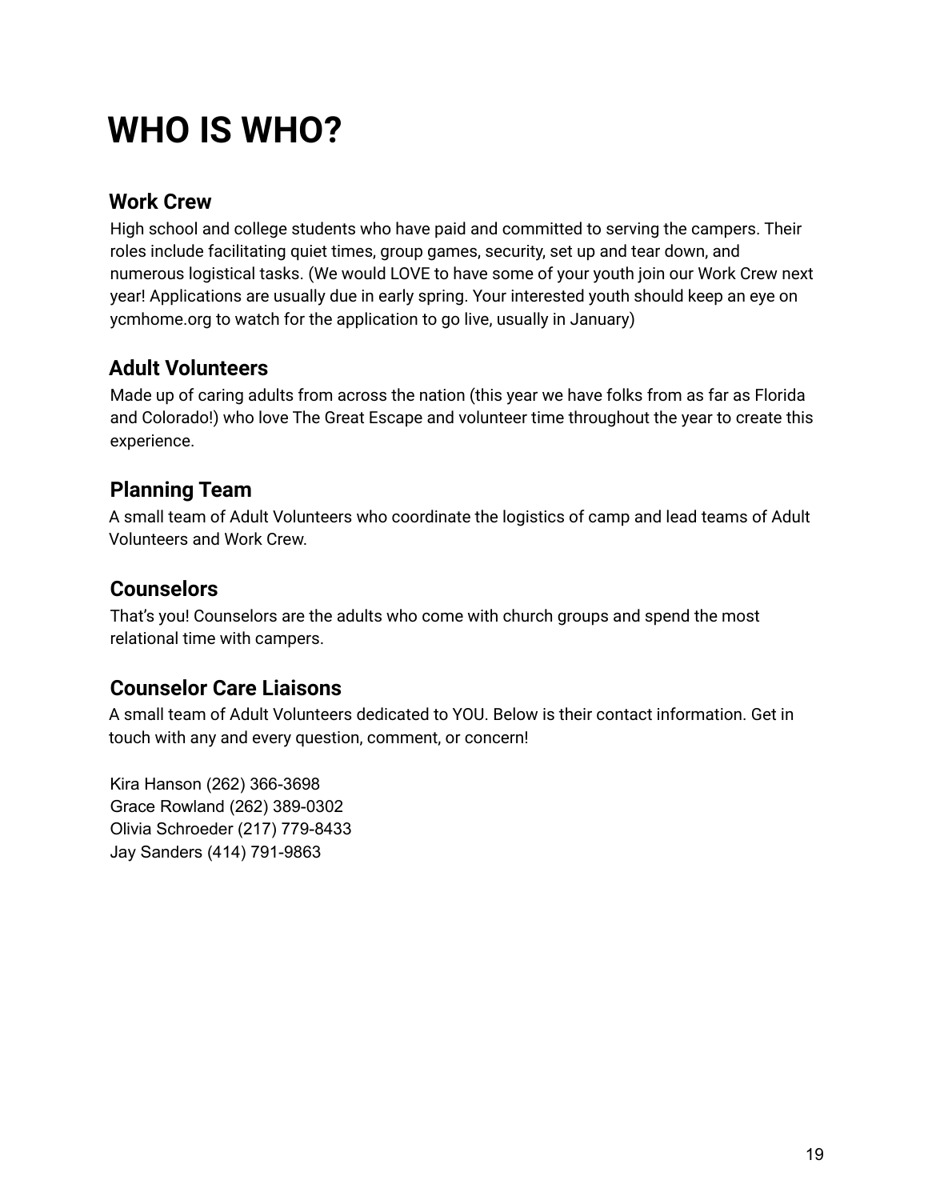# WHO IS WHO?

## Work Crew

High school and college students who have paid and committed to serving the campers. Their roles include facilitating quiet times, group games, security, set up and tear down, and numerous logistical tasks. (We would LOVE to have some of your youth join our Work Crew next year! Applications are usually due in early spring. Your interested youth should keep an eye on ycmhome.org to watch for the application to go live, usually in January)

## Adult Volunteers

Made up of caring adults from across the nation (this year we have folks from as far as Florida and Colorado!) who love The Great Escape and volunteer time throughout the year to create this experience.

## Planning Team

A small team of Adult Volunteers who coordinate the logistics of camp and lead teams of Adult Volunteers and Work Crew.

## Counselors

That's you! Counselors are the adults who come with church groups and spend the most relational time with campers.

## Counselor Care Liaisons

A small team of Adult Volunteers dedicated to YOU. Below is their contact information. Get in touch with any and every question, comment, or concern!

Kira Hanson (262) 366-3698
Grace Rowland (262) 389-0302
Olivia Schroeder (217) 779-8433
Jay Sanders (414) 791-9863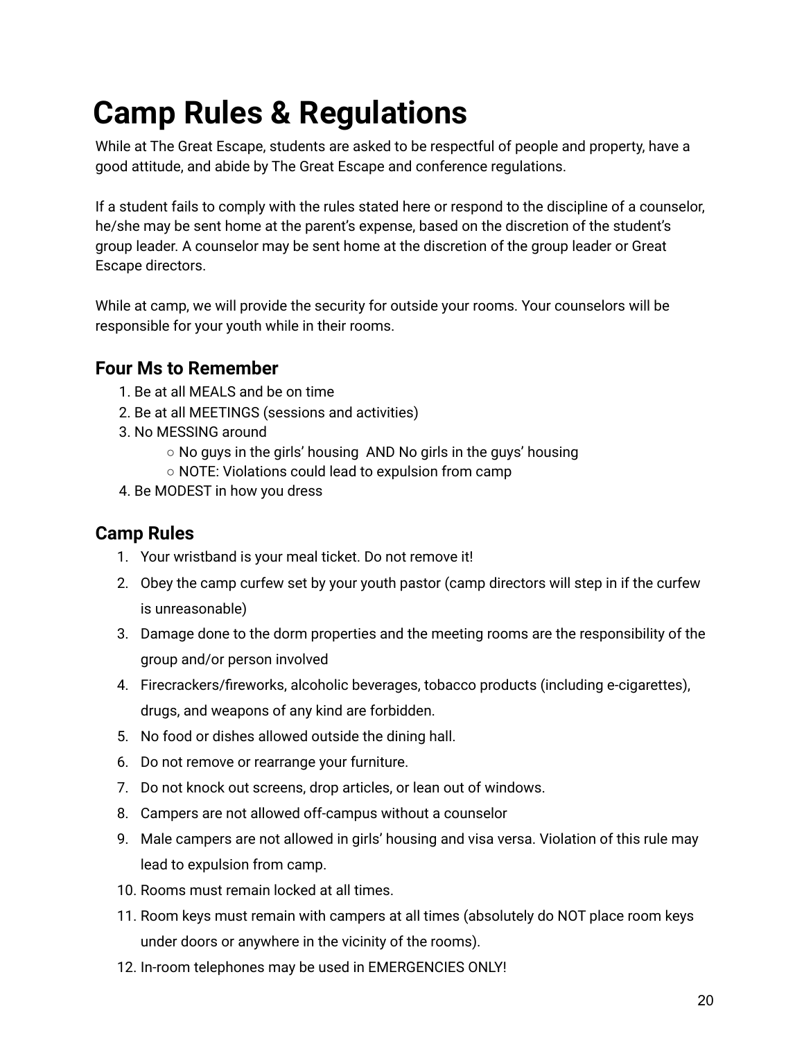# Camp Rules & Regulations

While at The Great Escape, students are asked to be respectful of people and property, have a good attitude, and abide by The Great Escape and conference regulations.

If a student fails to comply with the rules stated here or respond to the discipline of a counselor, he/she may be sent home at the parent's expense, based on the discretion of the student's group leader. A counselor may be sent home at the discretion of the group leader or Great Escape directors.

While at camp, we will provide the security for outside your rooms. Your counselors will be responsible for your youth while in their rooms.

## Four Ms to Remember

1. Be at all MEALS and be on time
2. Be at all MEETINGS (sessions and activities)
3. No MESSING around
   - No guys in the girls' housing AND No girls in the guys' housing
   - NOTE: Violations could lead to expulsion from camp
4. Be MODEST in how you dress

## Camp Rules

1. Your wristband is your meal ticket. Do not remove it!
2. Obey the camp curfew set by your youth pastor (camp directors will step in if the curfew is unreasonable)
3. Damage done to the dorm properties and the meeting rooms are the responsibility of the group and/or person involved
4. Firecrackers/fireworks, alcoholic beverages, tobacco products (including e-cigarettes), drugs, and weapons of any kind are forbidden.
5. No food or dishes allowed outside the dining hall.
6. Do not remove or rearrange your furniture.
7. Do not knock out screens, drop articles, or lean out of windows.
8. Campers are not allowed off-campus without a counselor
9. Male campers are not allowed in girls' housing and visa versa. Violation of this rule may lead to expulsion from camp.
10. Rooms must remain locked at all times.
11. Room keys must remain with campers at all times (absolutely do NOT place room keys under doors or anywhere in the vicinity of the rooms).
12. In-room telephones may be used in EMERGENCIES ONLY!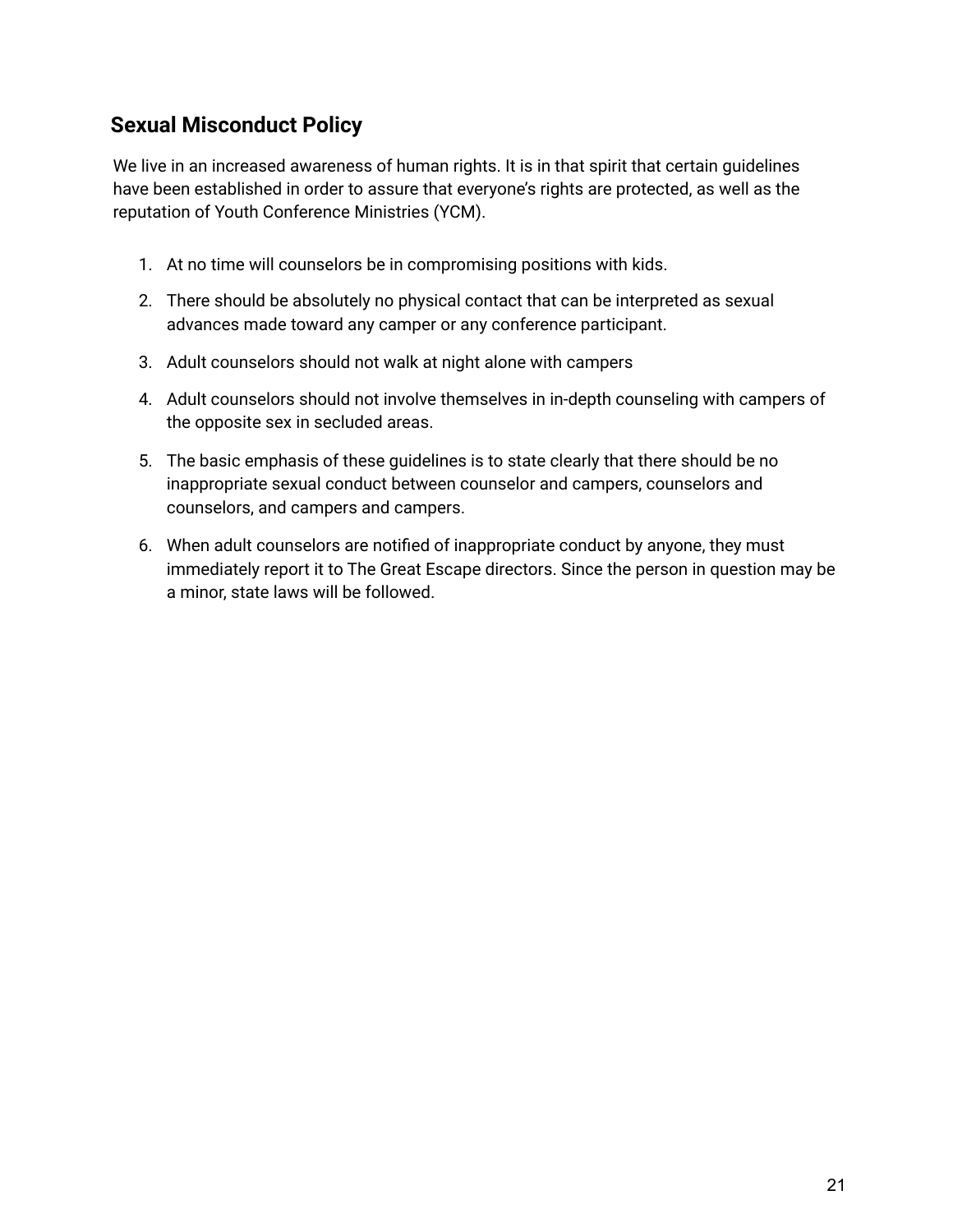## Sexual Misconduct Policy

We live in an increased awareness of human rights. It is in that spirit that certain guidelines have been established in order to assure that everyone's rights are protected, as well as the reputation of Youth Conference Ministries (YCM).

1. At no time will counselors be in compromising positions with kids.
2. There should be absolutely no physical contact that can be interpreted as sexual advances made toward any camper or any conference participant.
3. Adult counselors should not walk at night alone with campers
4. Adult counselors should not involve themselves in in-depth counseling with campers of the opposite sex in secluded areas.
5. The basic emphasis of these guidelines is to state clearly that there should be no inappropriate sexual conduct between counselor and campers, counselors and counselors, and campers and campers.
6. When adult counselors are notified of inappropriate conduct by anyone, they must immediately report it to The Great Escape directors. Since the person in question may be a minor, state laws will be followed.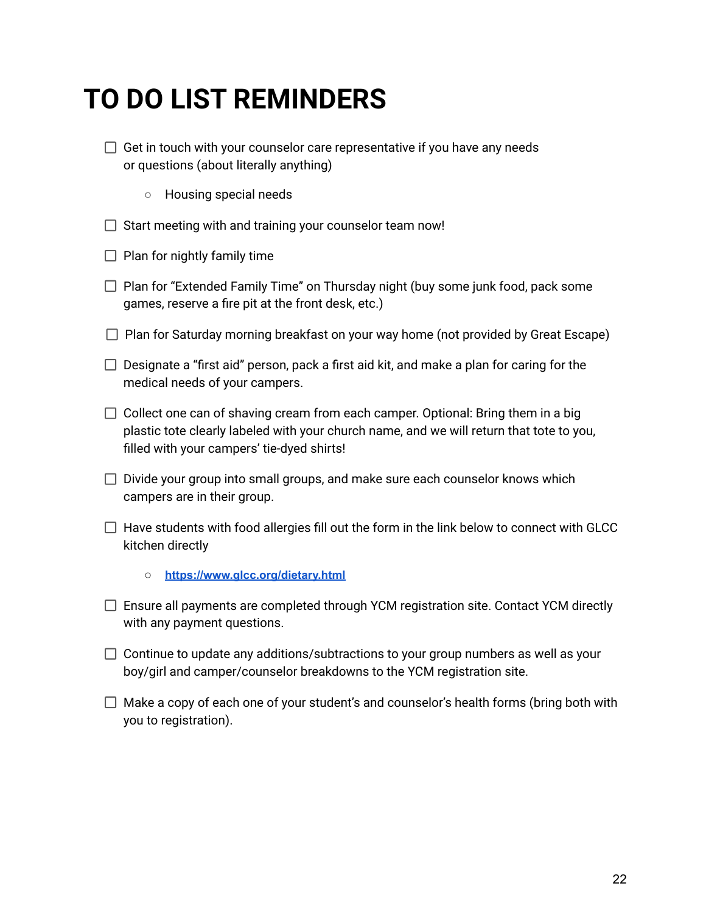# TO DO LIST REMINDERS

- [ ] Get in touch with your counselor care representative if you have any needs or questions (about literally anything)
    - Housing special needs
- [ ] Start meeting with and training your counselor team now!
- [ ] Plan for nightly family time
- [ ] Plan for "Extended Family Time" on Thursday night (buy some junk food, pack some games, reserve a fire pit at the front desk, etc.)
- [ ] Plan for Saturday morning breakfast on your way home (not provided by Great Escape)
- [ ] Designate a "first aid" person, pack a first aid kit, and make a plan for caring for the medical needs of your campers.
- [ ] Collect one can of shaving cream from each camper. Optional: Bring them in a big plastic tote clearly labeled with your church name, and we will return that tote to you, filled with your campers' tie-dyed shirts!
- [ ] Divide your group into small groups, and make sure each counselor knows which campers are in their group.
- [ ] Have students with food allergies fill out the form in the link below to connect with GLCC kitchen directly
    - [https://www.glcc.org/dietary.html](https://www.glcc.org/dietary.html)
- [ ] Ensure all payments are completed through YCM registration site. Contact YCM directly with any payment questions.
- [ ] Continue to update any additions/subtractions to your group numbers as well as your boy/girl and camper/counselor breakdowns to the YCM registration site.
- [ ] Make a copy of each one of your student's and counselor's health forms (bring both with you to registration).